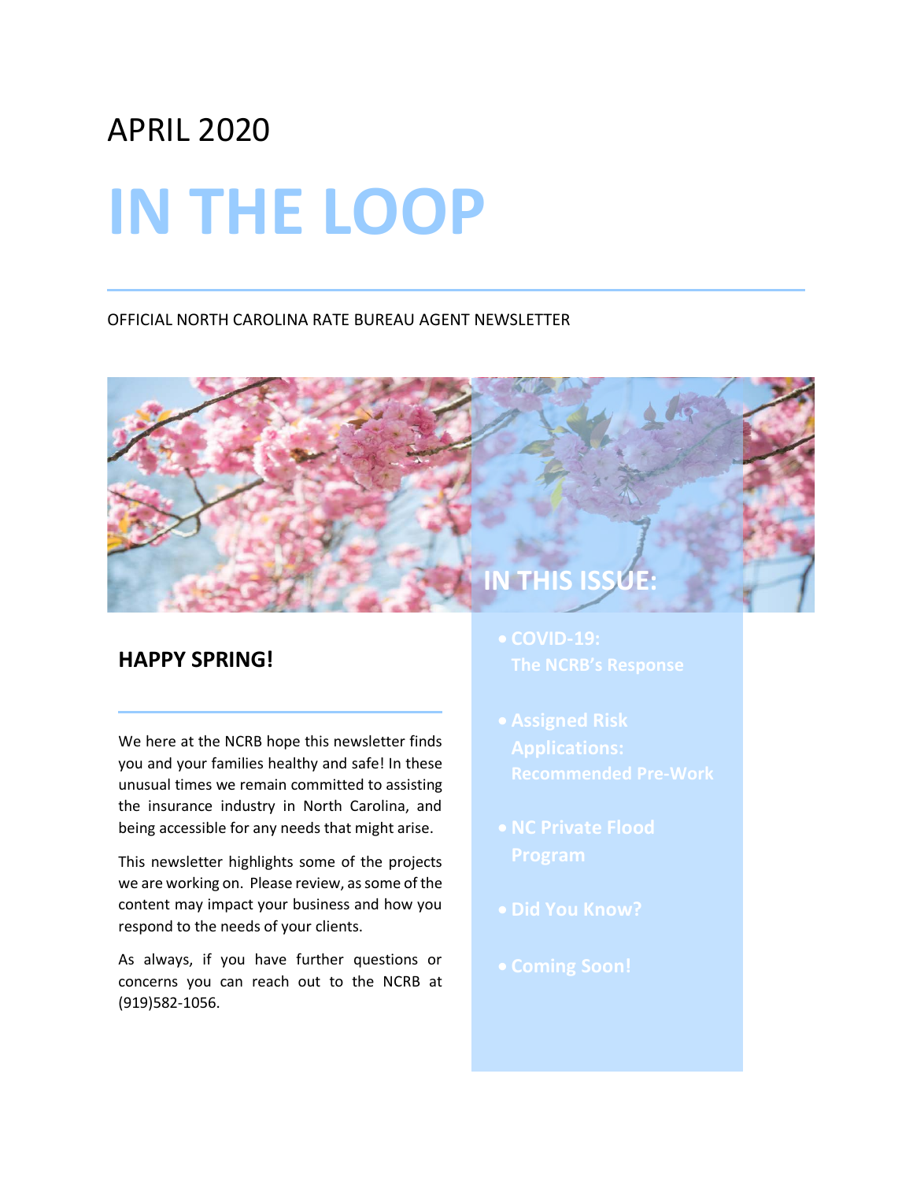APRIL 2020

# IN THE LOOP

OFFICIAL NORTH CAROLINA RATE BUREAU AGENT NEWSLETTER

## HAPPY SPRING!

We here at the NCRB hope this newsletter finds you and your families healthy and safe! In these unusual times we remain committed to assisting the insurance industry in North Carolina, and being accessible for any needs that might arise.

This newsletter highlights some of the projects we are working on. Please review, as some of the content may impact your business and how you respond to the needs of your clients.

As always, if you have further questions or concerns you can reach out to the NCRB at (919)582-1056.

## IN THIS ISSUE:

- **COVID-19: The NCRB's Response**
- **Assigned Risk Applications: Recommended Pre-Work**
- **NC Private Flood Program**
- **Did You Know?**
- **Coming Soon!**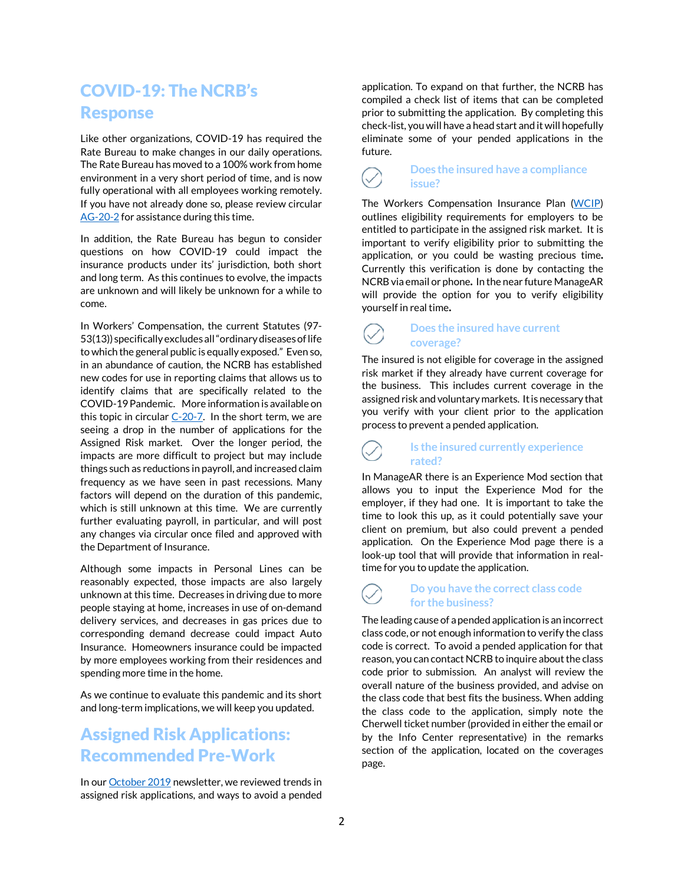# COVID-19: The NCRB's Response

Like other organizations, COVID-19 has required the Rate Bureau to make changes in our daily operations. The Rate Bureau has moved to a 100% work from home environment in a very short period of time, and is now fully operational with all employees working remotely. If you have not already done so, please review circular [AG-20-2] for assistance during this time.

In addition, the Rate Bureau has begun to consider questions on how COVID-19 could impact the insurance products under its' jurisdiction, both short and long term. As this continues to evolve, the impacts are unknown and will likely be unknown for a while to come.

In Workers' Compensation, the current Statutes (97-53(13)) specifically excludes all "ordinary diseases of life to which the general public is equally exposed." Even so, in an abundance of caution, the NCRB has established new codes for use in reporting claims that allows us to identify claims that are specifically related to the COVID-19 Pandemic. More information is available on this topic in circular [C-20-7]. In the short term, we are seeing a drop in the number of applications for the Assigned Risk market. Over the longer period, the impacts are more difficult to project but may include things such as reductions in payroll, and increased claim frequency as we have seen in past recessions. Many factors will depend on the duration of this pandemic, which is still unknown at this time. We are currently further evaluating payroll, in particular, and will post any changes via circular once filed and approved with the Department of Insurance.

Although some impacts in Personal Lines can be reasonably expected, those impacts are also largely unknown at this time. Decreases in driving due to more people staying at home, increases in use of on-demand delivery services, and decreases in gas prices due to corresponding demand decrease could impact Auto Insurance. Homeowners insurance could be impacted by more employees working from their residences and spending more time in the home.

As we continue to evaluate this pandemic and its short and long-term implications, we will keep you updated.

# Assigned Risk Applications: Recommended Pre-Work

In our [October 2019] newsletter, we reviewed trends in assigned risk applications, and ways to avoid a pended application. To expand on that further, the NCRB has compiled a check list of items that can be completed prior to submitting the application. By completing this check-list, you will have a head start and it will hopefully eliminate some of your pended applications in the future.

### Does the insured have a compliance issue?

The Workers Compensation Insurance Plan ([WCIP]) outlines eligibility requirements for employers to be entitled to participate in the assigned risk market. It is important to verify eligibility prior to submitting the application, or you could be wasting precious time. Currently this verification is done by contacting the NCRB via email or phone. In the near future ManageAR will provide the option for you to verify eligibility yourself in real time.

### Does the insured have current coverage?

The insured is not eligible for coverage in the assigned risk market if they already have current coverage for the business. This includes current coverage in the assigned risk and voluntary markets. It is necessary that you verify with your client prior to the application process to prevent a pended application.

### Is the insured currently experience rated?

In ManageAR there is an Experience Mod section that allows you to input the Experience Mod for the employer, if they had one. It is important to take the time to look this up, as it could potentially save your client on premium, but also could prevent a pended application. On the Experience Mod page there is a look-up tool that will provide that information in real-time for you to update the application.

### Do you have the correct class code for the business?

The leading cause of a pended application is an incorrect class code, or not enough information to verify the class code is correct. To avoid a pended application for that reason, you can contact NCRB to inquire about the class code prior to submission. An analyst will review the overall nature of the business provided, and advise on the class code that best fits the business. When adding the class code to the application, simply note the Cherwell ticket number (provided in either the email or by the Info Center representative) in the remarks section of the application, located on the coverages page.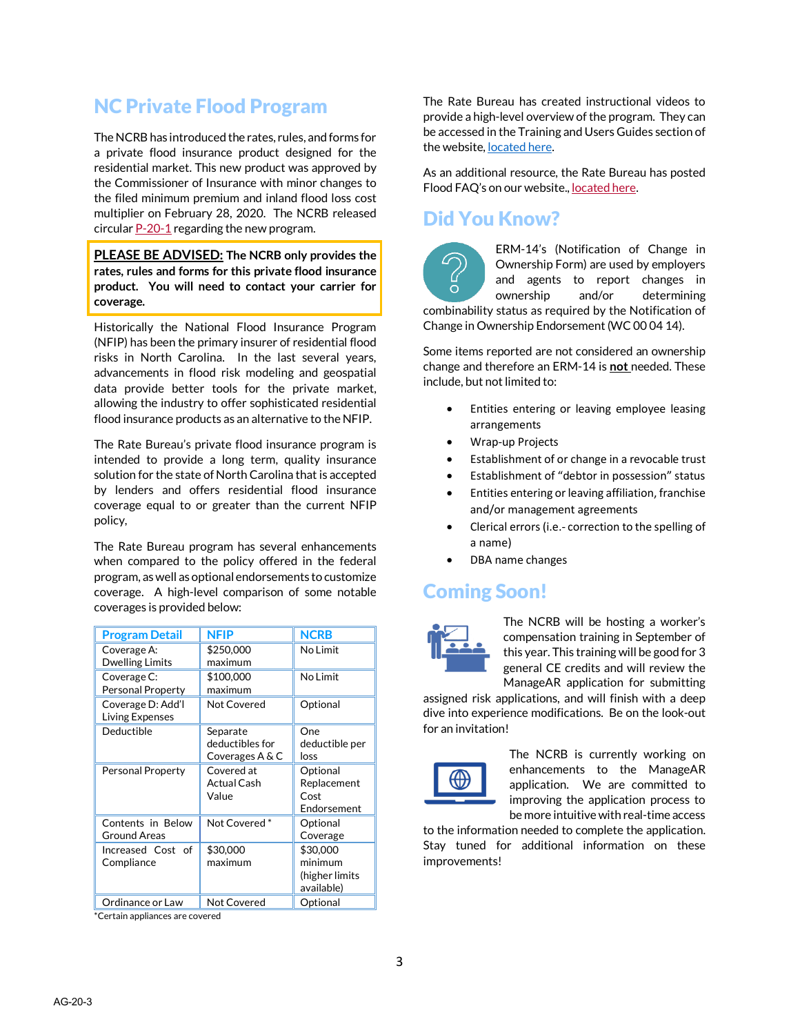## NC Private Flood Program

The NCRB has introduced the rates, rules, and forms for a private flood insurance product designed for the residential market. This new product was approved by the Commissioner of Insurance with minor changes to the filed minimum premium and inland flood loss cost multiplier on February 28, 2020. The NCRB released circular P-20-1 regarding the new program.

**PLEASE BE ADVISED: The NCRB only provides the rates, rules and forms for this private flood insurance product. You will need to contact your carrier for coverage.**

Historically the National Flood Insurance Program (NFIP) has been the primary insurer of residential flood risks in North Carolina. In the last several years, advancements in flood risk modeling and geospatial data provide better tools for the private market, allowing the industry to offer sophisticated residential flood insurance products as an alternative to the NFIP.

The Rate Bureau's private flood insurance program is intended to provide a long term, quality insurance solution for the state of North Carolina that is accepted by lenders and offers residential flood insurance coverage equal to or greater than the current NFIP policy,

The Rate Bureau program has several enhancements when compared to the policy offered in the federal program, as well as optional endorsements to customize coverage. A high-level comparison of some notable coverages is provided below:

| Program Detail | NFIP | NCRB |
|---|---|---|
| Coverage A: Dwelling Limits | $250,000 maximum | No Limit |
| Coverage C: Personal Property | $100,000 maximum | No Limit |
| Coverage D: Add'l Living Expenses | Not Covered | Optional |
| Deductible | Separate deductibles for Coverages A & C | One deductible per loss |
| Personal Property | Covered at Actual Cash Value | Optional Replacement Cost Endorsement |
| Contents in Below Ground Areas | Not Covered * | Optional Coverage |
| Increased Cost of Compliance | $30,000 maximum | $30,000 minimum (higher limits available) |
| Ordinance or Law | Not Covered | Optional |

*Certain appliances are covered

The Rate Bureau has created instructional videos to provide a high-level overview of the program. They can be accessed in the Training and Users Guides section of the website, located here.

As an additional resource, the Rate Bureau has posted Flood FAQ's on our website., located here.

## Did You Know?

ERM-14's (Notification of Change in Ownership Form) are used by employers and agents to report changes in ownership and/or determining combinability status as required by the Notification of Change in Ownership Endorsement (WC 00 04 14).

Some items reported are not considered an ownership change and therefore an ERM-14 is **not** needed. These include, but not limited to:

- Entities entering or leaving employee leasing arrangements
- Wrap-up Projects
- Establishment of or change in a revocable trust
- Establishment of "debtor in possession" status
- Entities entering or leaving affiliation, franchise and/or management agreements
- Clerical errors (i.e.- correction to the spelling of a name)
- DBA name changes

## Coming Soon!

The NCRB will be hosting a worker's compensation training in September of this year. This training will be good for 3 general CE credits and will review the ManageAR application for submitting assigned risk applications, and will finish with a deep dive into experience modifications. Be on the look-out for an invitation!

The NCRB is currently working on enhancements to the ManageAR application. We are committed to improving the application process to be more intuitive with real-time access to the information needed to complete the application. Stay tuned for additional information on these improvements!